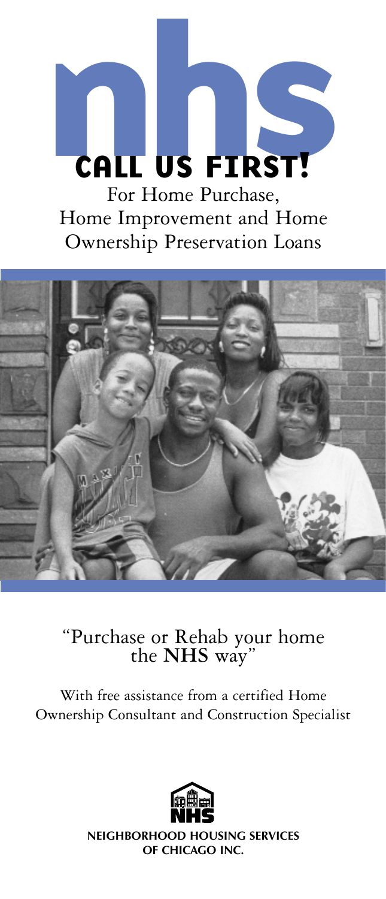# nhs

## CALL US FIRST!

For Home Purchase, Home Improvement and Home Ownership Preservation Loans

"Purchase or Rehab your home the **NHS** way"

With free assistance from a certified Home Ownership Consultant and Construction Specialist

**NHS**

**NEIGHBORHOOD HOUSING SERVICES OF CHICAGO INC.**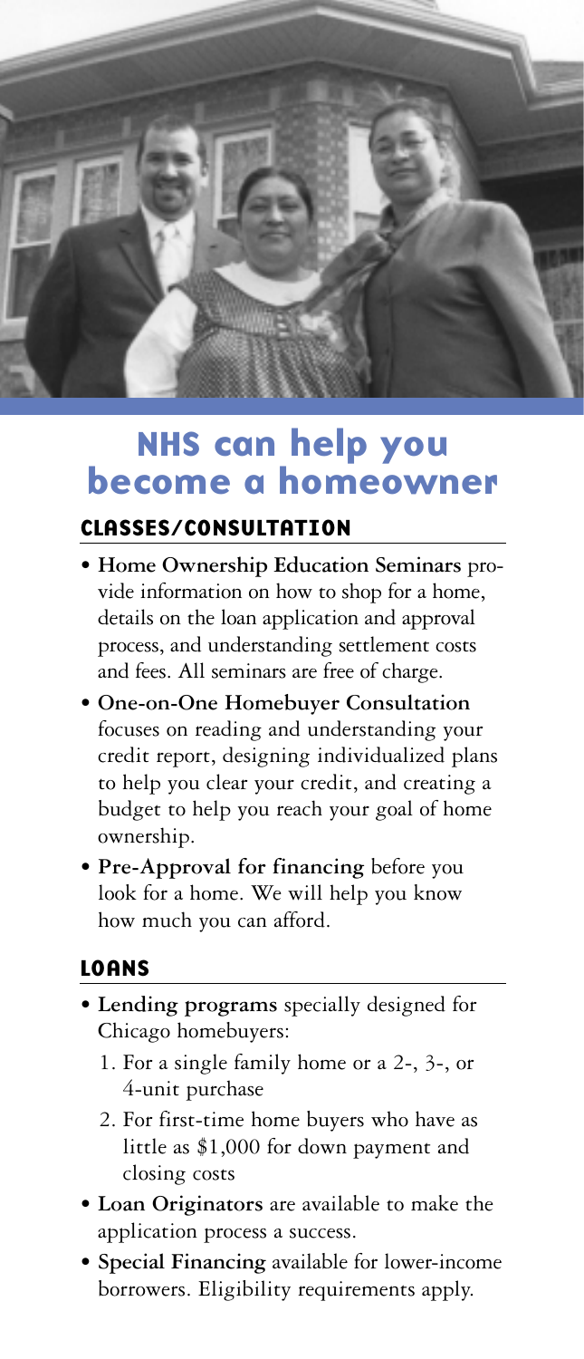# NHS can help you become a homeowner

## CLASSES/CONSULTATION

- **Home Ownership Education Seminars** provide information on how to shop for a home, details on the loan application and approval process, and understanding settlement costs and fees. All seminars are free of charge.
- **One-on-One Homebuyer Consultation** focuses on reading and understanding your credit report, designing individualized plans to help you clear your credit, and creating a budget to help you reach your goal of home ownership.
- **Pre-Approval for financing** before you look for a home. We will help you know how much you can afford.

## LOANS

- **Lending programs** specially designed for Chicago homebuyers:
  1. For a single family home or a 2-, 3-, or 4-unit purchase
  2. For first-time home buyers who have as little as $1,000 for down payment and closing costs
- **Loan Originators** are available to make the application process a success.
- **Special Financing** available for lower-income borrowers. Eligibility requirements apply.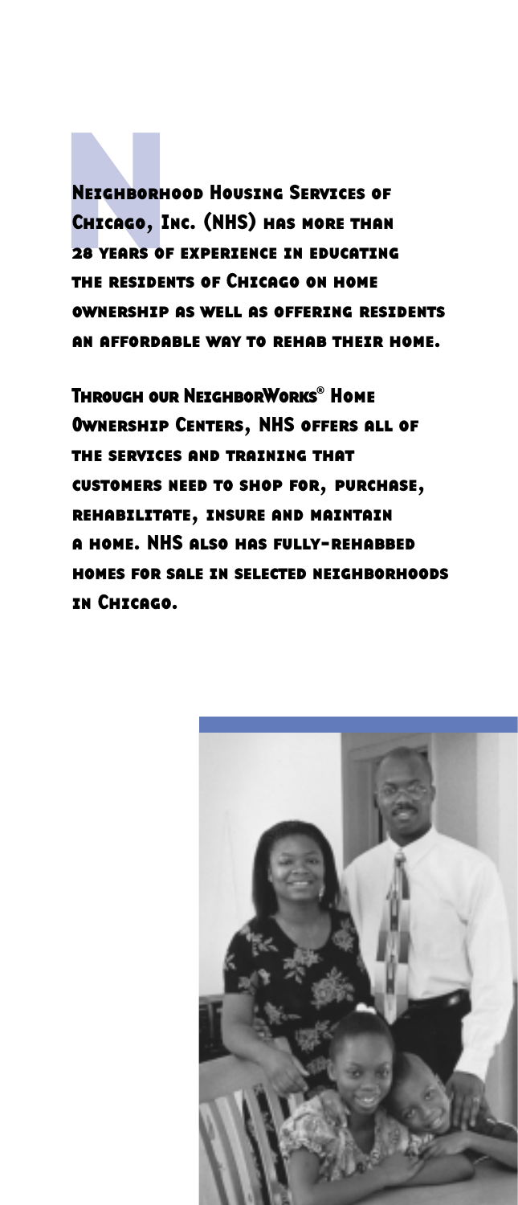Neighborhood Housing Services of Chicago, Inc. (NHS) has more than 28 years of experience in educating the residents of Chicago on home ownership as well as offering residents an affordable way to rehab their home.

Through our NeighborWorks® Home Ownership Centers, NHS offers all of the services and training that customers need to shop for, purchase, rehabilitate, insure and maintain a home. NHS also has fully-rehabbed homes for sale in selected neighborhoods in Chicago.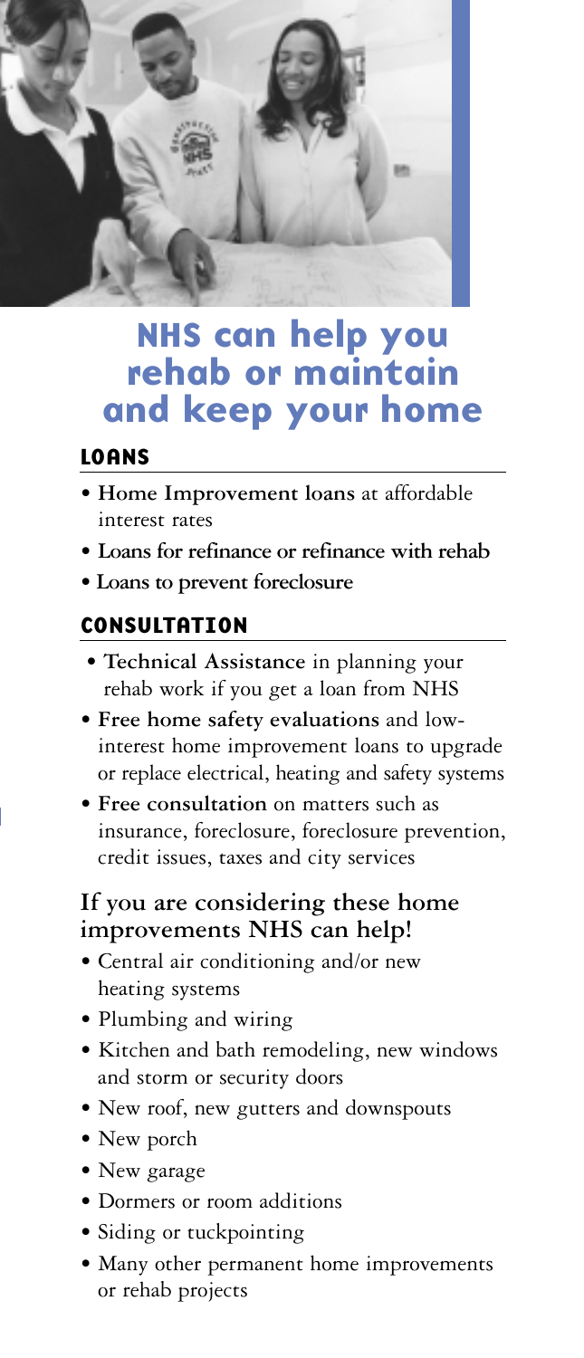# NHS can help you rehab or maintain and keep your home

## LOANS

- **Home Improvement loans** at affordable interest rates
- **Loans for refinance or refinance with rehab**
- **Loans to prevent foreclosure**

## CONSULTATION

- **Technical Assistance** in planning your rehab work if you get a loan from NHS
- **Free home safety evaluations** and low-interest home improvement loans to upgrade or replace electrical, heating and safety systems
- **Free consultation** on matters such as insurance, foreclosure, foreclosure prevention, credit issues, taxes and city services

### If you are considering these home improvements NHS can help!

- Central air conditioning and/or new heating systems
- Plumbing and wiring
- Kitchen and bath remodeling, new windows and storm or security doors
- New roof, new gutters and downspouts
- New porch
- New garage
- Dormers or room additions
- Siding or tuckpointing
- Many other permanent home improvements or rehab projects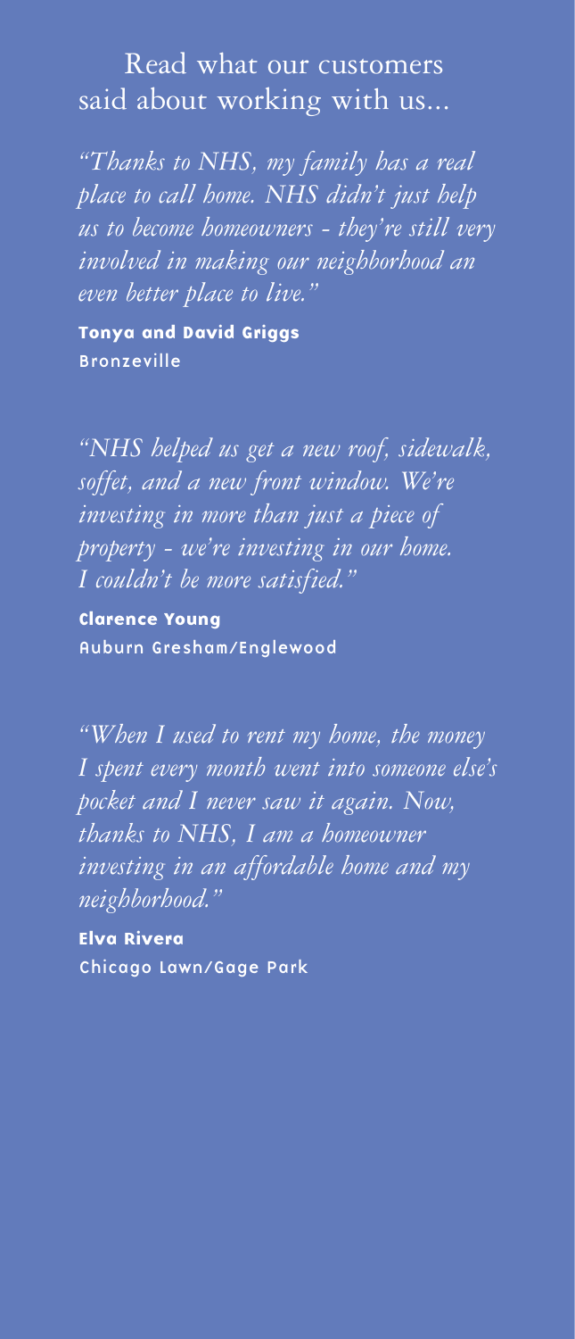# Read what our customers said about working with us...

*"Thanks to NHS, my family has a real place to call home. NHS didn't just help us to become homeowners - they're still very involved in making our neighborhood an even better place to live."*

**Tonya and David Griggs**
Bronzeville

*"NHS helped us get a new roof, sidewalk, soffet, and a new front window. We're investing in more than just a piece of property - we're investing in our home. I couldn't be more satisfied."*

**Clarence Young**
Auburn Gresham/Englewood

*"When I used to rent my home, the money I spent every month went into someone else's pocket and I never saw it again. Now, thanks to NHS, I am a homeowner investing in an affordable home and my neighborhood."*

**Elva Rivera**
Chicago Lawn/Gage Park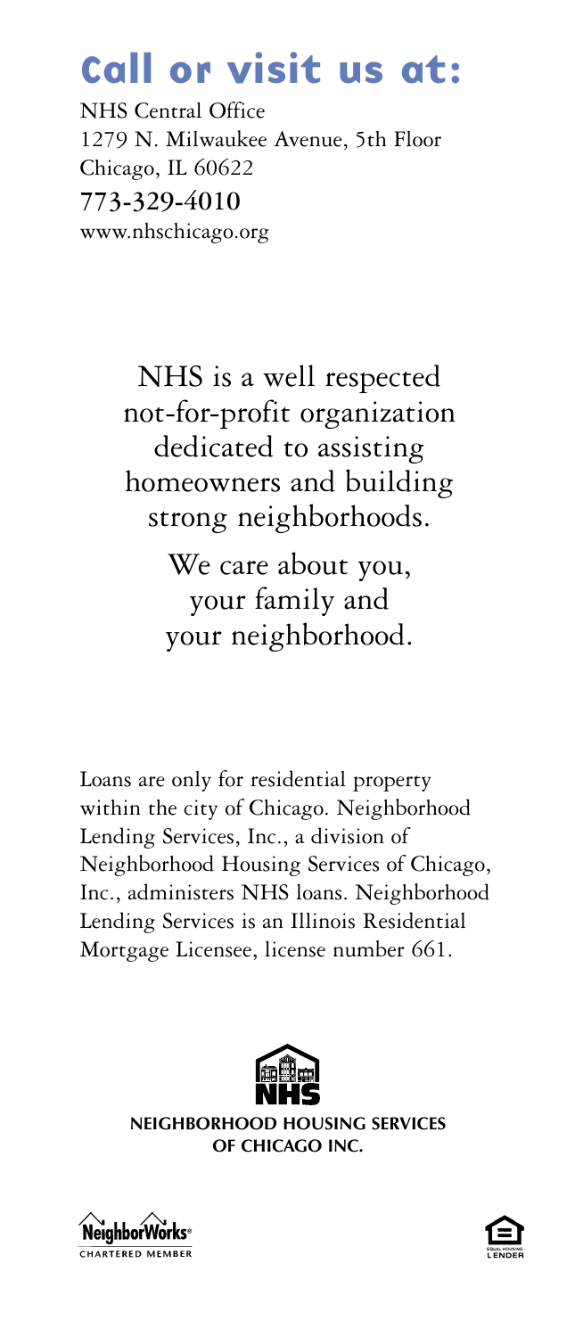# Call or visit us at:

NHS Central Office
1279 N. Milwaukee Avenue, 5th Floor
Chicago, IL 60622

773-329-4010

www.nhschicago.org

NHS is a well respected not-for-profit organization dedicated to assisting homeowners and building strong neighborhoods.

We care about you, your family and your neighborhood.

Loans are only for residential property within the city of Chicago. Neighborhood Lending Services, Inc., a division of Neighborhood Housing Services of Chicago, Inc., administers NHS loans. Neighborhood Lending Services is an Illinois Residential Mortgage Licensee, license number 661.

NHS

**NEIGHBORHOOD HOUSING SERVICES OF CHICAGO INC.**

NeighborWorks® CHARTERED MEMBER

EQUAL HOUSING LENDER